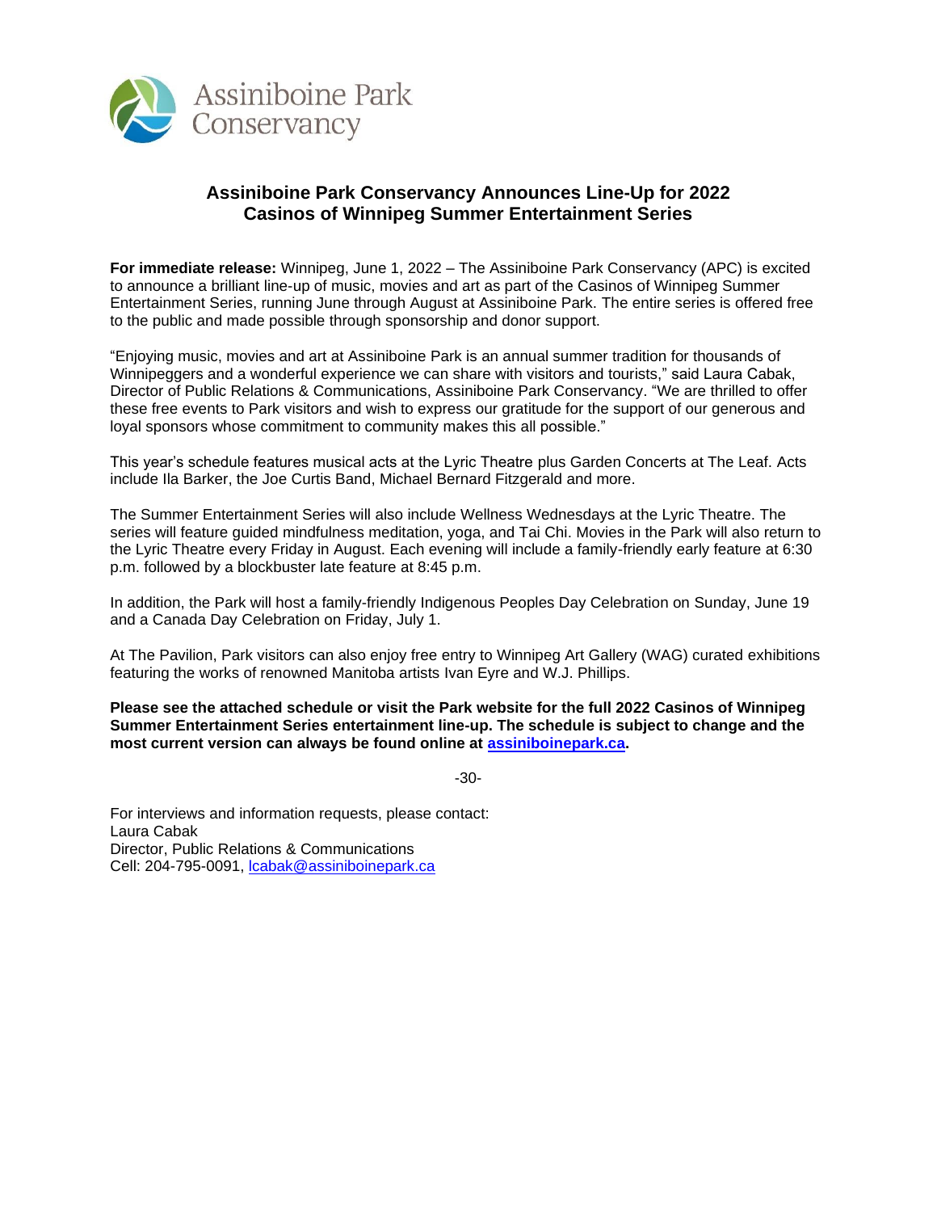Assiniboine Park Conservancy

## Assiniboine Park Conservancy Announces Line-Up for 2022 Casinos of Winnipeg Summer Entertainment Series

**For immediate release:** Winnipeg, June 1, 2022 – The Assiniboine Park Conservancy (APC) is excited to announce a brilliant line-up of music, movies and art as part of the Casinos of Winnipeg Summer Entertainment Series, running June through August at Assiniboine Park. The entire series is offered free to the public and made possible through sponsorship and donor support.

"Enjoying music, movies and art at Assiniboine Park is an annual summer tradition for thousands of Winnipeggers and a wonderful experience we can share with visitors and tourists," said Laura Cabak, Director of Public Relations & Communications, Assiniboine Park Conservancy. "We are thrilled to offer these free events to Park visitors and wish to express our gratitude for the support of our generous and loyal sponsors whose commitment to community makes this all possible."

This year's schedule features musical acts at the Lyric Theatre plus Garden Concerts at The Leaf. Acts include Ila Barker, the Joe Curtis Band, Michael Bernard Fitzgerald and more.

The Summer Entertainment Series will also include Wellness Wednesdays at the Lyric Theatre. The series will feature guided mindfulness meditation, yoga, and Tai Chi. Movies in the Park will also return to the Lyric Theatre every Friday in August. Each evening will include a family-friendly early feature at 6:30 p.m. followed by a blockbuster late feature at 8:45 p.m.

In addition, the Park will host a family-friendly Indigenous Peoples Day Celebration on Sunday, June 19 and a Canada Day Celebration on Friday, July 1.

At The Pavilion, Park visitors can also enjoy free entry to Winnipeg Art Gallery (WAG) curated exhibitions featuring the works of renowned Manitoba artists Ivan Eyre and W.J. Phillips.

**Please see the attached schedule or visit the Park website for the full 2022 Casinos of Winnipeg Summer Entertainment Series entertainment line-up. The schedule is subject to change and the most current version can always be found online at assiniboinepark.ca.**

-30-

For interviews and information requests, please contact:
Laura Cabak
Director, Public Relations & Communications
Cell: 204-795-0091, lcabak@assiniboinepark.ca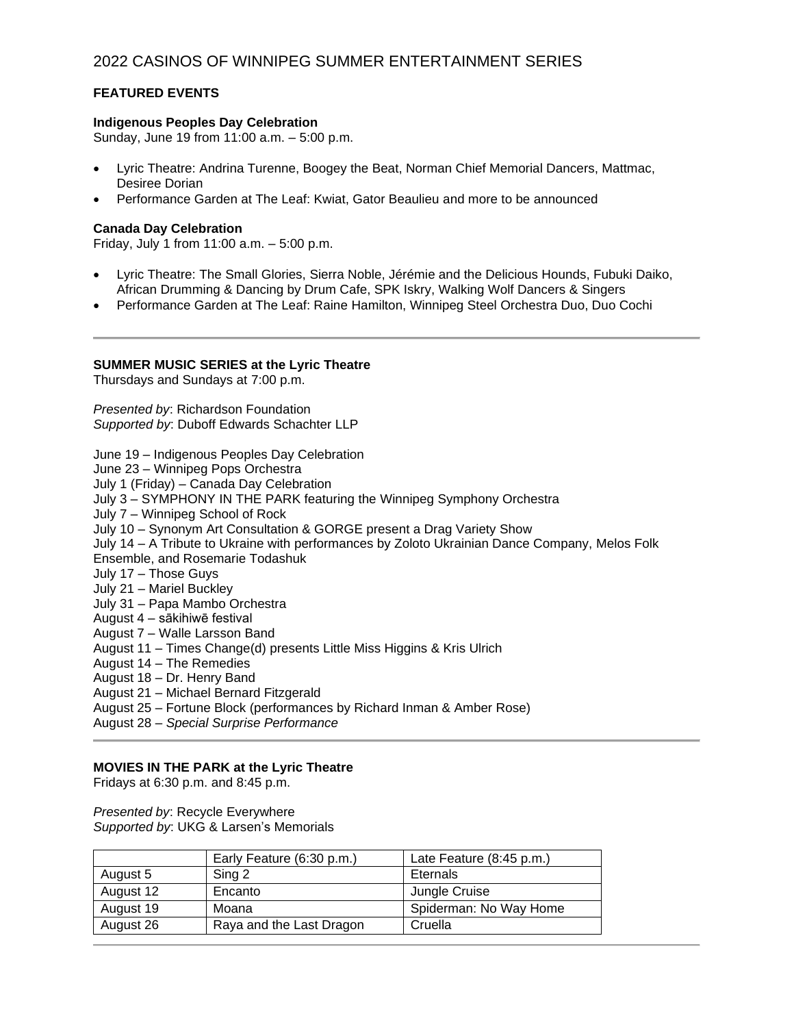# 2022 CASINOS OF WINNIPEG SUMMER ENTERTAINMENT SERIES

## FEATURED EVENTS

### Indigenous Peoples Day Celebration

Sunday, June 19 from 11:00 a.m. – 5:00 p.m.

- Lyric Theatre: Andrina Turenne, Boogey the Beat, Norman Chief Memorial Dancers, Mattmac, Desiree Dorian
- Performance Garden at The Leaf: Kwiat, Gator Beaulieu and more to be announced

### Canada Day Celebration

Friday, July 1 from 11:00 a.m. – 5:00 p.m.

- Lyric Theatre: The Small Glories, Sierra Noble, Jérémie and the Delicious Hounds, Fubuki Daiko, African Drumming & Dancing by Drum Cafe, SPK Iskry, Walking Wolf Dancers & Singers
- Performance Garden at The Leaf: Raine Hamilton, Winnipeg Steel Orchestra Duo, Duo Cochi

---

## SUMMER MUSIC SERIES at the Lyric Theatre

Thursdays and Sundays at 7:00 p.m.

*Presented by*: Richardson Foundation
*Supported by*: Duboff Edwards Schachter LLP

June 19 – Indigenous Peoples Day Celebration
June 23 – Winnipeg Pops Orchestra
July 1 (Friday) – Canada Day Celebration
July 3 – SYMPHONY IN THE PARK featuring the Winnipeg Symphony Orchestra
July 7 – Winnipeg School of Rock
July 10 – Synonym Art Consultation & GORGE present a Drag Variety Show
July 14 – A Tribute to Ukraine with performances by Zoloto Ukrainian Dance Company, Melos Folk Ensemble, and Rosemarie Todashuk
July 17 – Those Guys
July 21 – Mariel Buckley
July 31 – Papa Mambo Orchestra
August 4 – sākihiwē festival
August 7 – Walle Larsson Band
August 11 – Times Change(d) presents Little Miss Higgins & Kris Ulrich
August 14 – The Remedies
August 18 – Dr. Henry Band
August 21 – Michael Bernard Fitzgerald
August 25 – Fortune Block (performances by Richard Inman & Amber Rose)
August 28 – *Special Surprise Performance*

---

## MOVIES IN THE PARK at the Lyric Theatre

Fridays at 6:30 p.m. and 8:45 p.m.

*Presented by*: Recycle Everywhere
*Supported by*: UKG & Larsen's Memorials

| | Early Feature (6:30 p.m.) | Late Feature (8:45 p.m.) |
|---|---|---|
| August 5 | Sing 2 | Eternals |
| August 12 | Encanto | Jungle Cruise |
| August 19 | Moana | Spiderman: No Way Home |
| August 26 | Raya and the Last Dragon | Cruella |

---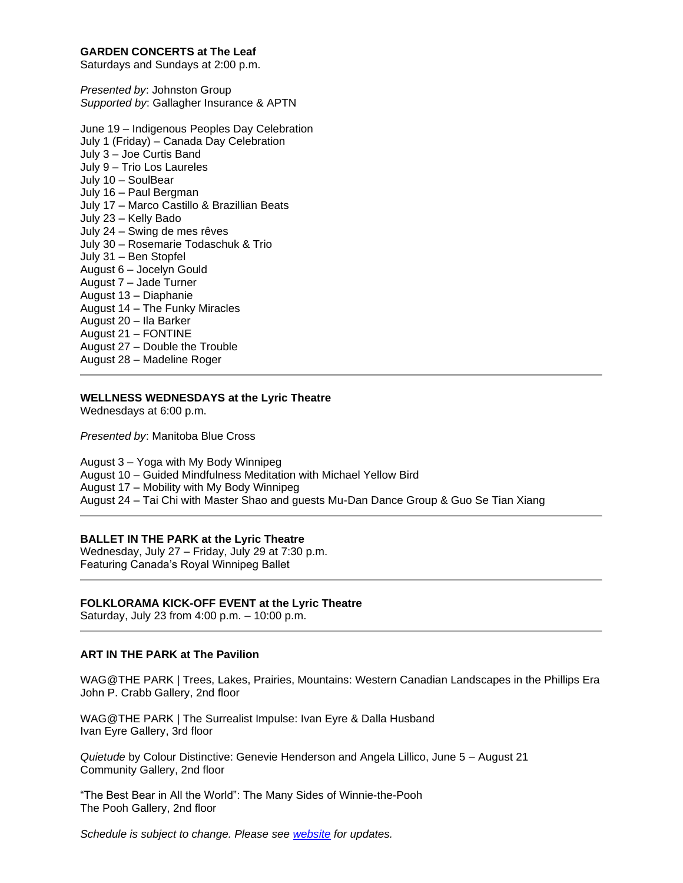**GARDEN CONCERTS at The Leaf**
Saturdays and Sundays at 2:00 p.m.

*Presented by*: Johnston Group
*Supported by*: Gallagher Insurance & APTN

June 19 – Indigenous Peoples Day Celebration
July 1 (Friday) – Canada Day Celebration
July 3 – Joe Curtis Band
July 9 – Trio Los Laureles
July 10 – SoulBear
July 16 – Paul Bergman
July 17 – Marco Castillo & Brazillian Beats
July 23 – Kelly Bado
July 24 – Swing de mes rêves
July 30 – Rosemarie Todaschuk & Trio
July 31 – Ben Stopfel
August 6 – Jocelyn Gould
August 7 – Jade Turner
August 13 – Diaphanie
August 14 – The Funky Miracles
August 20 – Ila Barker
August 21 – FONTINE
August 27 – Double the Trouble
August 28 – Madeline Roger

---

**WELLNESS WEDNESDAYS at the Lyric Theatre**
Wednesdays at 6:00 p.m.

*Presented by*: Manitoba Blue Cross

August 3 – Yoga with My Body Winnipeg
August 10 – Guided Mindfulness Meditation with Michael Yellow Bird
August 17 – Mobility with My Body Winnipeg
August 24 – Tai Chi with Master Shao and guests Mu-Dan Dance Group & Guo Se Tian Xiang

---

**BALLET IN THE PARK at the Lyric Theatre**
Wednesday, July 27 – Friday, July 29 at 7:30 p.m.
Featuring Canada's Royal Winnipeg Ballet

---

**FOLKLORAMA KICK-OFF EVENT at the Lyric Theatre**
Saturday, July 23 from 4:00 p.m. – 10:00 p.m.

---

**ART IN THE PARK at The Pavilion**

WAG@THE PARK | Trees, Lakes, Prairies, Mountains: Western Canadian Landscapes in the Phillips Era
John P. Crabb Gallery, 2nd floor

WAG@THE PARK | The Surrealist Impulse: Ivan Eyre & Dalla Husband
Ivan Eyre Gallery, 3rd floor

*Quietude* by Colour Distinctive: Genevie Henderson and Angela Lillico, June 5 – August 21
Community Gallery, 2nd floor

"The Best Bear in All the World": The Many Sides of Winnie-the-Pooh
The Pooh Gallery, 2nd floor

*Schedule is subject to change. Please see website for updates.*